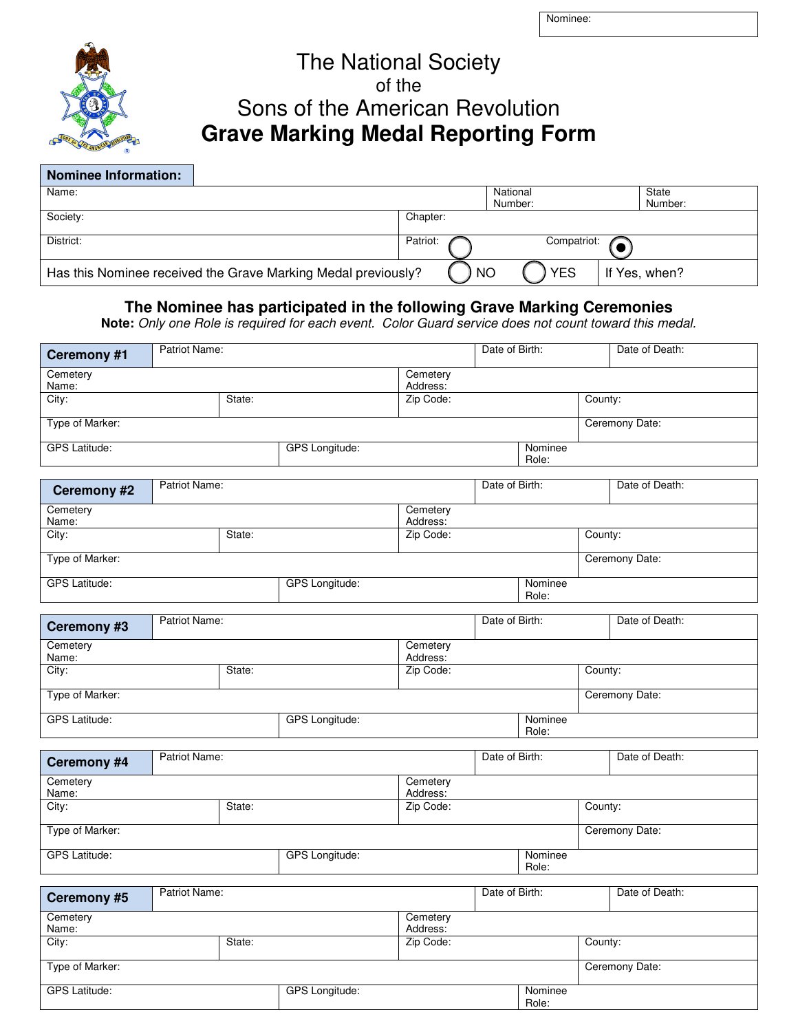| Nominee: |
|---|

# The National Society of the Sons of the American Revolution

# Grave Marking Medal Reporting Form

## Nominee Information:

| Name: | | National Number: | State Number: |
|---|---|---|---|
| Society: | Chapter: | | |
| District: | Patriot: ○ | Compatriot: ◉ | |
| Has this Nominee received the Grave Marking Medal previously? | ○ NO ○ YES | If Yes, when? | |

### The Nominee has participated in the following Grave Marking Ceremonies

**Note:** *Only one Role is required for each event. Color Guard service does not count toward this medal.*

| **Ceremony #1** | Patriot Name: | | Date of Birth: | Date of Death: |
|---|---|---|---|---|
| Cemetery Name: | | Cemetery Address: | | |
| City: | State: | Zip Code: | County: | |
| Type of Marker: | | | Ceremony Date: | |
| GPS Latitude: | GPS Longitude: | | Nominee Role: | |

| **Ceremony #2** | Patriot Name: | | Date of Birth: | Date of Death: |
|---|---|---|---|---|
| Cemetery Name: | | Cemetery Address: | | |
| City: | State: | Zip Code: | County: | |
| Type of Marker: | | | Ceremony Date: | |
| GPS Latitude: | GPS Longitude: | | Nominee Role: | |

| **Ceremony #3** | Patriot Name: | | Date of Birth: | Date of Death: |
|---|---|---|---|---|
| Cemetery Name: | | Cemetery Address: | | |
| City: | State: | Zip Code: | County: | |
| Type of Marker: | | | Ceremony Date: | |
| GPS Latitude: | GPS Longitude: | | Nominee Role: | |

| **Ceremony #4** | Patriot Name: | | Date of Birth: | Date of Death: |
|---|---|---|---|---|
| Cemetery Name: | | Cemetery Address: | | |
| City: | State: | Zip Code: | County: | |
| Type of Marker: | | | Ceremony Date: | |
| GPS Latitude: | GPS Longitude: | | Nominee Role: | |

| **Ceremony #5** | Patriot Name: | | Date of Birth: | Date of Death: |
|---|---|---|---|---|
| Cemetery Name: | | Cemetery Address: | | |
| City: | State: | Zip Code: | County: | |
| Type of Marker: | | | Ceremony Date: | |
| GPS Latitude: | GPS Longitude: | | Nominee Role: | |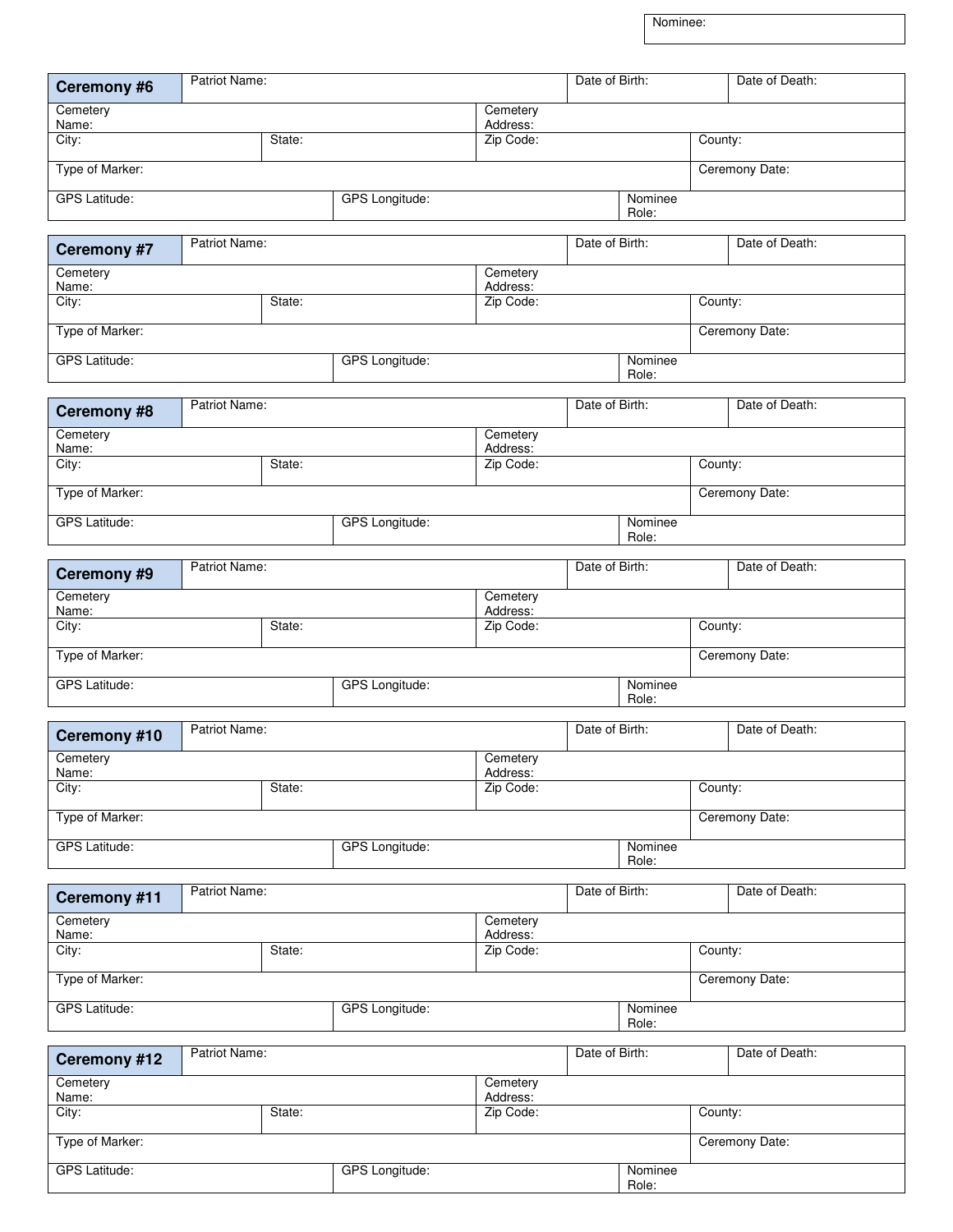| Nominee: |
|---|

| Ceremony #6 | Patriot Name: | | Date of Birth: | Date of Death: |
|---|---|---|---|---|
| Cemetery Name: | | Cemetery Address: | | |
| City: | State: | Zip Code: | County: | |
| Type of Marker: | | | Ceremony Date: | |
| GPS Latitude: | GPS Longitude: | | Nominee Role: | |

| Ceremony #7 | Patriot Name: | | Date of Birth: | Date of Death: |
|---|---|---|---|---|
| Cemetery Name: | | Cemetery Address: | | |
| City: | State: | Zip Code: | County: | |
| Type of Marker: | | | Ceremony Date: | |
| GPS Latitude: | GPS Longitude: | | Nominee Role: | |

| Ceremony #8 | Patriot Name: | | Date of Birth: | Date of Death: |
|---|---|---|---|---|
| Cemetery Name: | | Cemetery Address: | | |
| City: | State: | Zip Code: | County: | |
| Type of Marker: | | | Ceremony Date: | |
| GPS Latitude: | GPS Longitude: | | Nominee Role: | |

| Ceremony #9 | Patriot Name: | | Date of Birth: | Date of Death: |
|---|---|---|---|---|
| Cemetery Name: | | Cemetery Address: | | |
| City: | State: | Zip Code: | County: | |
| Type of Marker: | | | Ceremony Date: | |
| GPS Latitude: | GPS Longitude: | | Nominee Role: | |

| Ceremony #10 | Patriot Name: | | Date of Birth: | Date of Death: |
|---|---|---|---|---|
| Cemetery Name: | | Cemetery Address: | | |
| City: | State: | Zip Code: | County: | |
| Type of Marker: | | | Ceremony Date: | |
| GPS Latitude: | GPS Longitude: | | Nominee Role: | |

| Ceremony #11 | Patriot Name: | | Date of Birth: | Date of Death: |
|---|---|---|---|---|
| Cemetery Name: | | Cemetery Address: | | |
| City: | State: | Zip Code: | County: | |
| Type of Marker: | | | Ceremony Date: | |
| GPS Latitude: | GPS Longitude: | | Nominee Role: | |

| Ceremony #12 | Patriot Name: | | Date of Birth: | Date of Death: |
|---|---|---|---|---|
| Cemetery Name: | | Cemetery Address: | | |
| City: | State: | Zip Code: | County: | |
| Type of Marker: | | | Ceremony Date: | |
| GPS Latitude: | GPS Longitude: | | Nominee Role: | |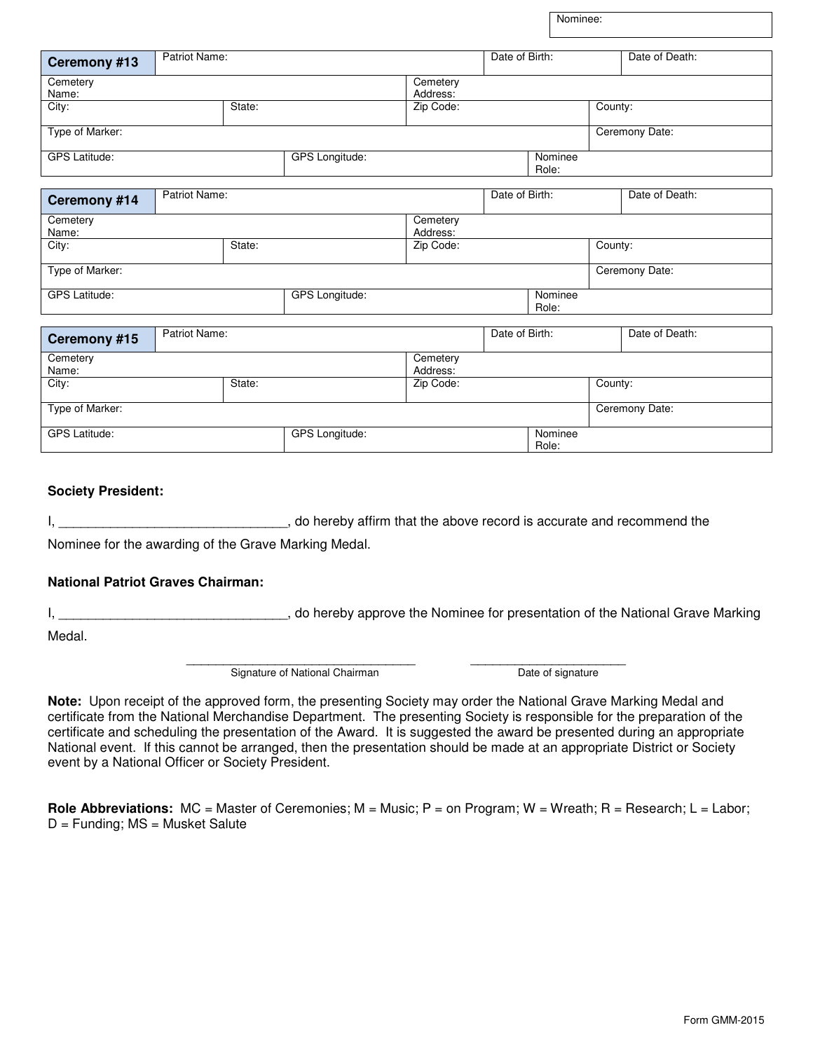| Nominee: |
|---|

| Ceremony #13 | Patriot Name: | | Date of Birth: | Date of Death: |
|---|---|---|---|---|
| Cemetery Name: | | Cemetery Address: | | |
| City: | State: | Zip Code: | County: | |
| Type of Marker: | | | Ceremony Date: | |
| GPS Latitude: | GPS Longitude: | | Nominee Role: | |

| Ceremony #14 | Patriot Name: | | Date of Birth: | Date of Death: |
|---|---|---|---|---|
| Cemetery Name: | | Cemetery Address: | | |
| City: | State: | Zip Code: | County: | |
| Type of Marker: | | | Ceremony Date: | |
| GPS Latitude: | GPS Longitude: | | Nominee Role: | |

| Ceremony #15 | Patriot Name: | | Date of Birth: | Date of Death: |
|---|---|---|---|---|
| Cemetery Name: | | Cemetery Address: | | |
| City: | State: | Zip Code: | County: | |
| Type of Marker: | | | Ceremony Date: | |
| GPS Latitude: | GPS Longitude: | | Nominee Role: | |

**Society President:**

I, ______________________________, do hereby affirm that the above record is accurate and recommend the Nominee for the awarding of the Grave Marking Medal.

**National Patriot Graves Chairman:**

I, ______________________________, do hereby approve the Nominee for presentation of the National Grave Marking Medal.

________________________________ Signature of National Chairman

______________________ Date of signature

**Note:** Upon receipt of the approved form, the presenting Society may order the National Grave Marking Medal and certificate from the National Merchandise Department. The presenting Society is responsible for the preparation of the certificate and scheduling the presentation of the Award. It is suggested the award be presented during an appropriate National event. If this cannot be arranged, then the presentation should be made at an appropriate District or Society event by a National Officer or Society President.

**Role Abbreviations:** MC = Master of Ceremonies; M = Music; P = on Program; W = Wreath; R = Research; L = Labor; D = Funding; MS = Musket Salute

Form GMM-2015